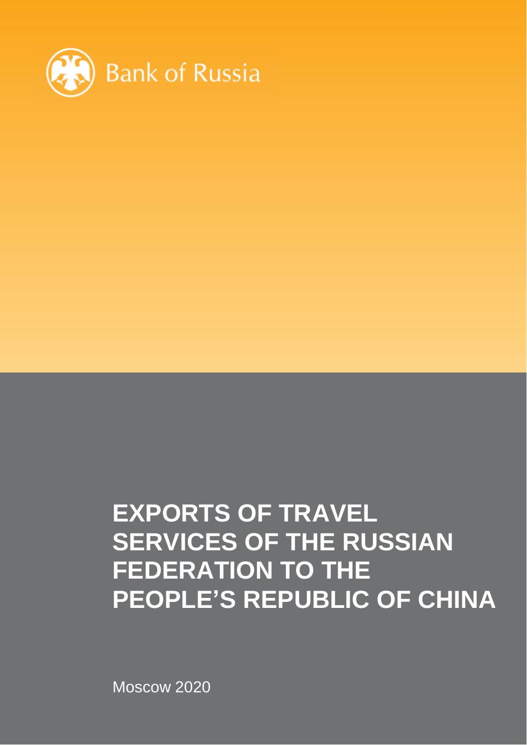Bank of Russia

# EXPORTS OF TRAVEL SERVICES OF THE RUSSIAN FEDERATION TO THE PEOPLE'S REPUBLIC OF CHINA

Moscow 2020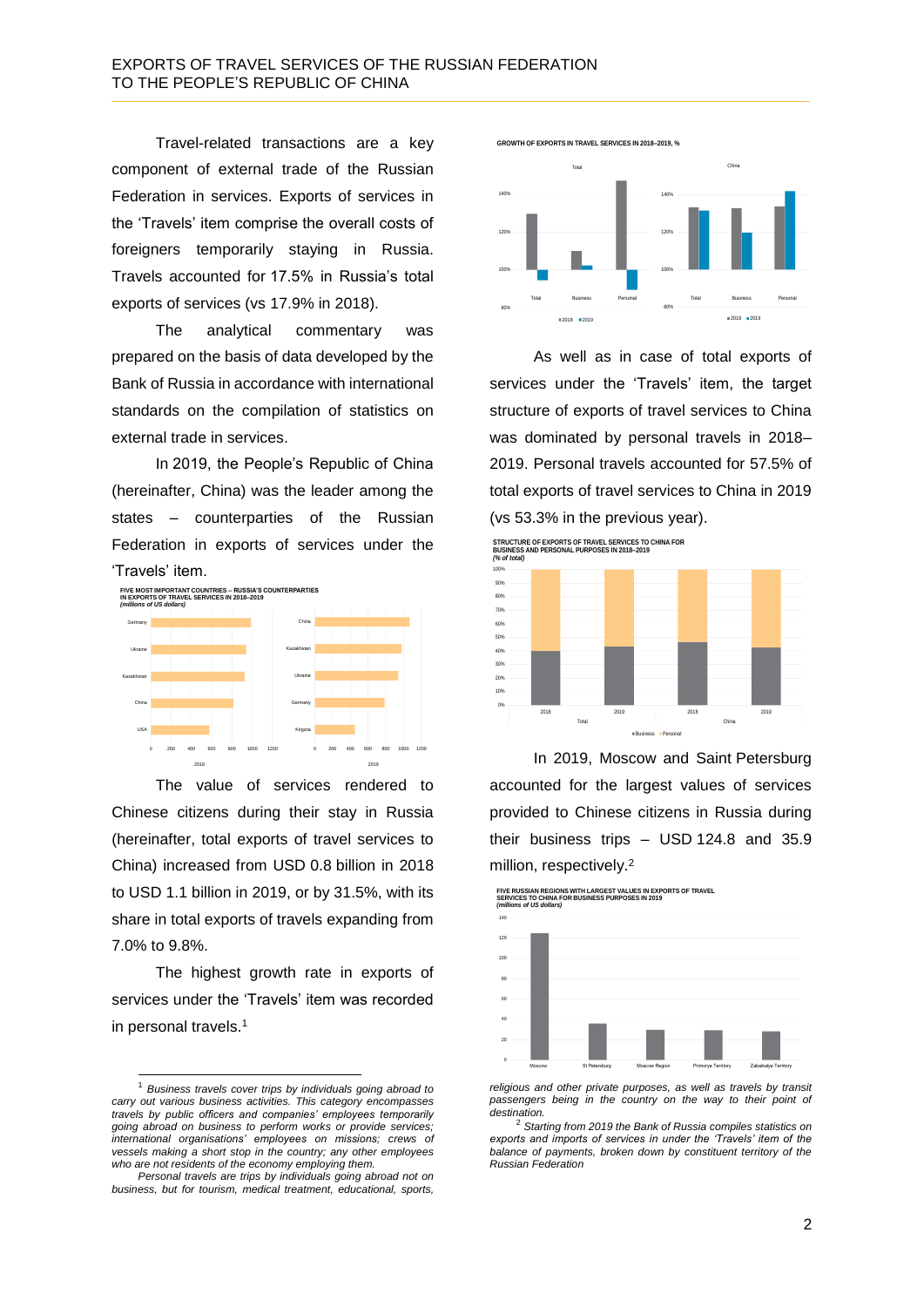Travel-related transactions are a key component of external trade of the Russian Federation in services. Exports of services in the 'Travels' item comprise the overall costs of foreigners temporarily staying in Russia. Travels accounted for 17.5% in Russia's total exports of services (vs 17.9% in 2018).

The analytical commentary was prepared on the basis of data developed by the Bank of Russia in accordance with international standards on the compilation of statistics on external trade in services.

In 2019, the People's Republic of China (hereinafter, China) was the leader among the states – counterparties of the Russian Federation in exports of services under the 'Travels' item.

**FIVE MOST IMPORTANT COUNTRIES – RUSSIA'S COUNTERPARTIES IN EXPORTS OF TRAVEL SERVICES IN 2018–2019**
*(millions of US dollars)*

The value of services rendered to Chinese citizens during their stay in Russia (hereinafter, total exports of travel services to China) increased from USD 0.8 billion in 2018 to USD 1.1 billion in 2019, or by 31.5%, with its share in total exports of travels expanding from 7.0% to 9.8%.

The highest growth rate in exports of services under the 'Travels' item was recorded in personal travels.[1]

**GROWTH OF EXPORTS IN TRAVEL SERVICES IN 2018–2019, %**

As well as in case of total exports of services under the 'Travels' item, the target structure of exports of travel services to China was dominated by personal travels in 2018–2019. Personal travels accounted for 57.5% of total exports of travel services to China in 2019 (vs 53.3% in the previous year).

**STRUCTURE OF EXPORTS OF TRAVEL SERVICES TO CHINA FOR BUSINESS AND PERSONAL PURPOSES IN 2018–2019**
*(% of total)*

In 2019, Moscow and Saint Petersburg accounted for the largest values of services provided to Chinese citizens in Russia during their business trips – USD 124.8 and 35.9 million, respectively.[2]

**FIVE RUSSIAN REGIONS WITH LARGEST VALUES IN EXPORTS OF TRAVEL SERVICES TO CHINA FOR BUSINESS PURPOSES IN 2019**
*(millions of US dollars)*

---

[1] *Business travels cover trips by individuals going abroad to carry out various business activities. This category encompasses travels by public officers and companies' employees temporarily going abroad on business to perform works or provide services; international organisations' employees on missions; crews of vessels making a short stop in the country; any other employees who are not residents of the economy employing them.*

*Personal travels are trips by individuals going abroad not on business, but for tourism, medical treatment, educational, sports, religious and other private purposes, as well as travels by transit passengers being in the country on the way to their point of destination.*

[2] *Starting from 2019 the Bank of Russia compiles statistics on exports and imports of services in under the 'Travels' item of the balance of payments, broken down by constituent territory of the Russian Federation*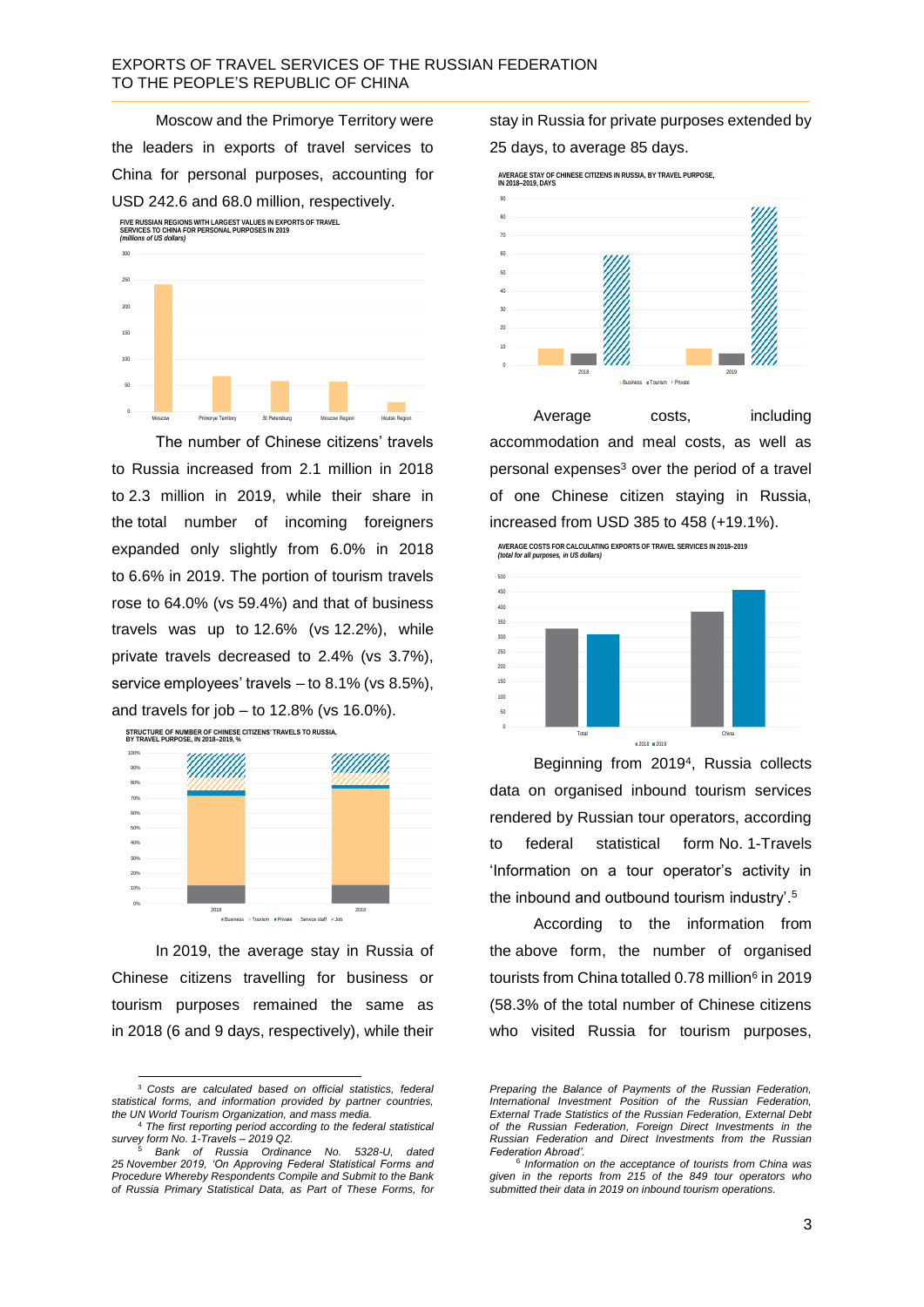Moscow and the Primorye Territory were the leaders in exports of travel services to China for personal purposes, accounting for USD 242.6 and 68.0 million, respectively.

**FIVE RUSSIAN REGIONS WITH LARGEST VALUES IN EXPORTS OF TRAVEL SERVICES TO CHINA FOR PERSONAL PURPOSES IN 2019**
*(millions of US dollars)*

The number of Chinese citizens' travels to Russia increased from 2.1 million in 2018 to 2.3 million in 2019, while their share in the total number of incoming foreigners expanded only slightly from 6.0% in 2018 to 6.6% in 2019. The portion of tourism travels rose to 64.0% (vs 59.4%) and that of business travels was up to 12.6% (vs 12.2%), while private travels decreased to 2.4% (vs 3.7%), service employees' travels – to 8.1% (vs 8.5%), and travels for job – to 12.8% (vs 16.0%).

**STRUCTURE OF NUMBER OF CHINESE CITIZENS' TRAVELS TO RUSSIA, BY TRAVEL PURPOSE, IN 2018–2019, %**

In 2019, the average stay in Russia of Chinese citizens travelling for business or tourism purposes remained the same as in 2018 (6 and 9 days, respectively), while their stay in Russia for private purposes extended by 25 days, to average 85 days.

**AVERAGE STAY OF CHINESE CITIZENS IN RUSSIA, BY TRAVEL PURPOSE, IN 2018–2019, DAYS**

Average costs, including accommodation and meal costs, as well as personal expenses[3] over the period of a travel of one Chinese citizen staying in Russia, increased from USD 385 to 458 (+19.1%).

**AVERAGE COSTS FOR CALCULATING EXPORTS OF TRAVEL SERVICES IN 2018–2019**
*(total for all purposes, in US dollars)*

Beginning from 2019[4], Russia collects data on organised inbound tourism services rendered by Russian tour operators, according to federal statistical form No. 1-Travels 'Information on a tour operator's activity in the inbound and outbound tourism industry'.[5]

According to the information from the above form, the number of organised tourists from China totalled 0.78 million[6] in 2019 (58.3% of the total number of Chinese citizens who visited Russia for tourism purposes,

---

[3] *Costs are calculated based on official statistics, federal statistical forms, and information provided by partner countries, the UN World Tourism Organization, and mass media.*

[4] *The first reporting period according to the federal statistical survey form No. 1-Travels – 2019 Q2.*

[5] *Bank of Russia Ordinance No. 5328-U, dated 25 November 2019, 'On Approving Federal Statistical Forms and Procedure Whereby Respondents Complete and Submit to the Bank of Russia Primary Statistical Data, as Part of These Forms, for Preparing the Balance of Payments of the Russian Federation, International Investment Position of the Russian Federation, External Trade Statistics of the Russian Federation, External Debt of the Russian Federation, Foreign Direct Investments in the Russian Federation and Direct Investments from the Russian Federation Abroad'.*

[6] *Information on the acceptance of tourists from China was given in the reports from 215 of the 849 tour operators who submitted their data in 2019 on inbound tourism operations.*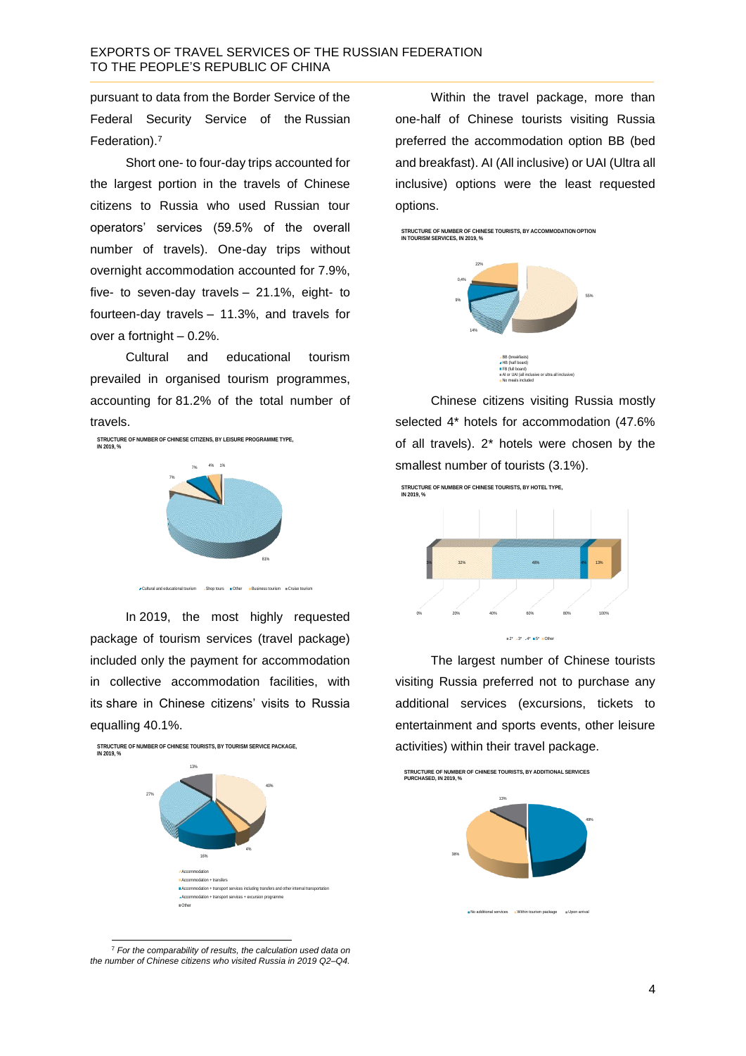pursuant to data from the Border Service of the Federal Security Service of the Russian Federation).[7]

Short one- to four-day trips accounted for the largest portion in the travels of Chinese citizens to Russia who used Russian tour operators' services (59.5% of the overall number of travels). One-day trips without overnight accommodation accounted for 7.9%, five- to seven-day travels – 21.1%, eight- to fourteen-day travels – 11.3%, and travels for over a fortnight – 0.2%.

Cultural and educational tourism prevailed in organised tourism programmes, accounting for 81.2% of the total number of travels.

**STRUCTURE OF NUMBER OF CHINESE CITIZENS, BY LEISURE PROGRAMME TYPE, IN 2019, %**

7%
7%
4%
1%
81%

Cultural and educational tourism
Shop tours
Other
Business tourism
Cruise tourism

In 2019, the most highly requested package of tourism services (travel package) included only the payment for accommodation in collective accommodation facilities, with its share in Chinese citizens' visits to Russia equalling 40.1%.

**STRUCTURE OF NUMBER OF CHINESE TOURISTS, BY TOURISM SERVICE PACKAGE, IN 2019, %**

13%
40%
27%
4%
16%

Accommodation
Accommodation + transfers
Accommodation + transport services including transfers and other internal transportation
Accommodation + transport services + excursion programme
Other

Within the travel package, more than one-half of Chinese tourists visiting Russia preferred the accommodation option BB (bed and breakfast). AI (All inclusive) or UAI (Ultra all inclusive) options were the least requested options.

**STRUCTURE OF NUMBER OF CHINESE TOURISTS, BY ACCOMMODATION OPTION IN TOURISM SERVICES, IN 2019, %**

22%
0.4%
9%
14%
55%

BB (breakfasts)
HB (half board)
FB (full board)
AI or UAI (all inclusive or ultra all inclusive)
No meals included

Chinese citizens visiting Russia mostly selected 4* hotels for accommodation (47.6% of all travels). 2* hotels were chosen by the smallest number of tourists (3.1%).

**STRUCTURE OF NUMBER OF CHINESE TOURISTS, BY HOTEL TYPE, IN 2019, %**

3%
32%
48%
4%
13%

0%
20%
40%
60%
80%
100%

2*
3*
4*
5*
Other

The largest number of Chinese tourists visiting Russia preferred not to purchase any additional services (excursions, tickets to entertainment and sports events, other leisure activities) within their travel package.

**STRUCTURE OF NUMBER OF CHINESE TOURISTS, BY ADDITIONAL SERVICES PURCHASED, IN 2019, %**

13%
49%
38%

No additional services
Within tourism package
Upon arrival

---

[7] *For the comparability of results, the calculation used data on the number of Chinese citizens who visited Russia in 2019 Q2–Q4.*